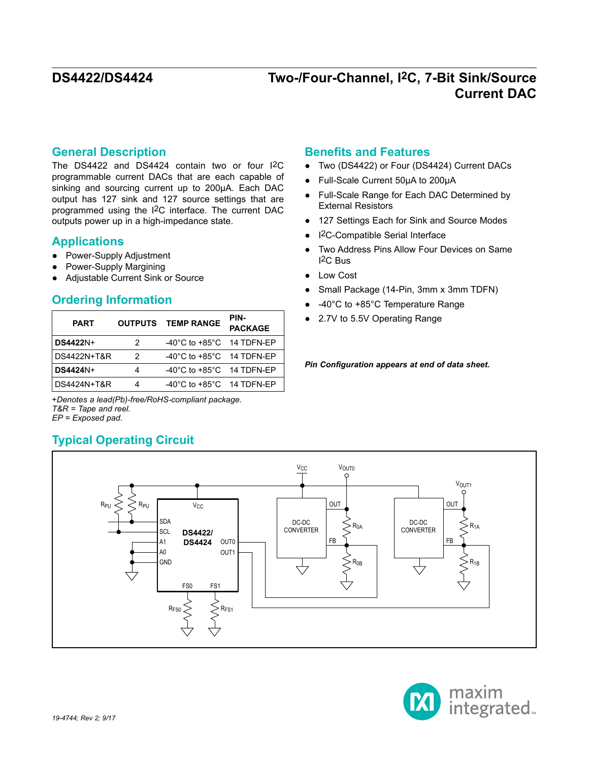# DS4422/DS4424

# Two-/Four-Channel, I2C, 7-Bit Sink/Source Current DAC

## General Description

The DS4422 and DS4424 contain two or four I2C programmable current DACs that are each capable of sinking and sourcing current up to 200µA. Each DAC output has 127 sink and 127 source settings that are programmed using the I2C interface. The current DAC outputs power up in a high-impedance state.

## Applications

- Power-Supply Adjustment
- Power-Supply Margining
- Adjustable Current Sink or Source

## Ordering Information

| PART | OUTPUTS | TEMP RANGE | PIN-PACKAGE |
|---|---|---|---|
| **DS4422**N+ | 2 | -40°C to +85°C | 14 TDFN-EP |
| DS4422N+T&R | 2 | -40°C to +85°C | 14 TDFN-EP |
| **DS4424**N+ | 4 | -40°C to +85°C | 14 TDFN-EP |
| DS4424N+T&R | 4 | -40°C to +85°C | 14 TDFN-EP |

*+Denotes a lead(Pb)-free/RoHS-compliant package.*
*T&R = Tape and reel.*
*EP = Exposed pad.*

## Benefits and Features

- Two (DS4422) or Four (DS4424) Current DACs
- Full-Scale Current 50µA to 200µA
- Full-Scale Range for Each DAC Determined by External Resistors
- 127 Settings Each for Sink and Source Modes
- I2C-Compatible Serial Interface
- Two Address Pins Allow Four Devices on Same I2C Bus
- Low Cost
- Small Package (14-Pin, 3mm x 3mm TDFN)
- -40°C to +85°C Temperature Range
- 2.7V to 5.5V Operating Range

***Pin Configuration appears at end of data sheet.***

## Typical Operating Circuit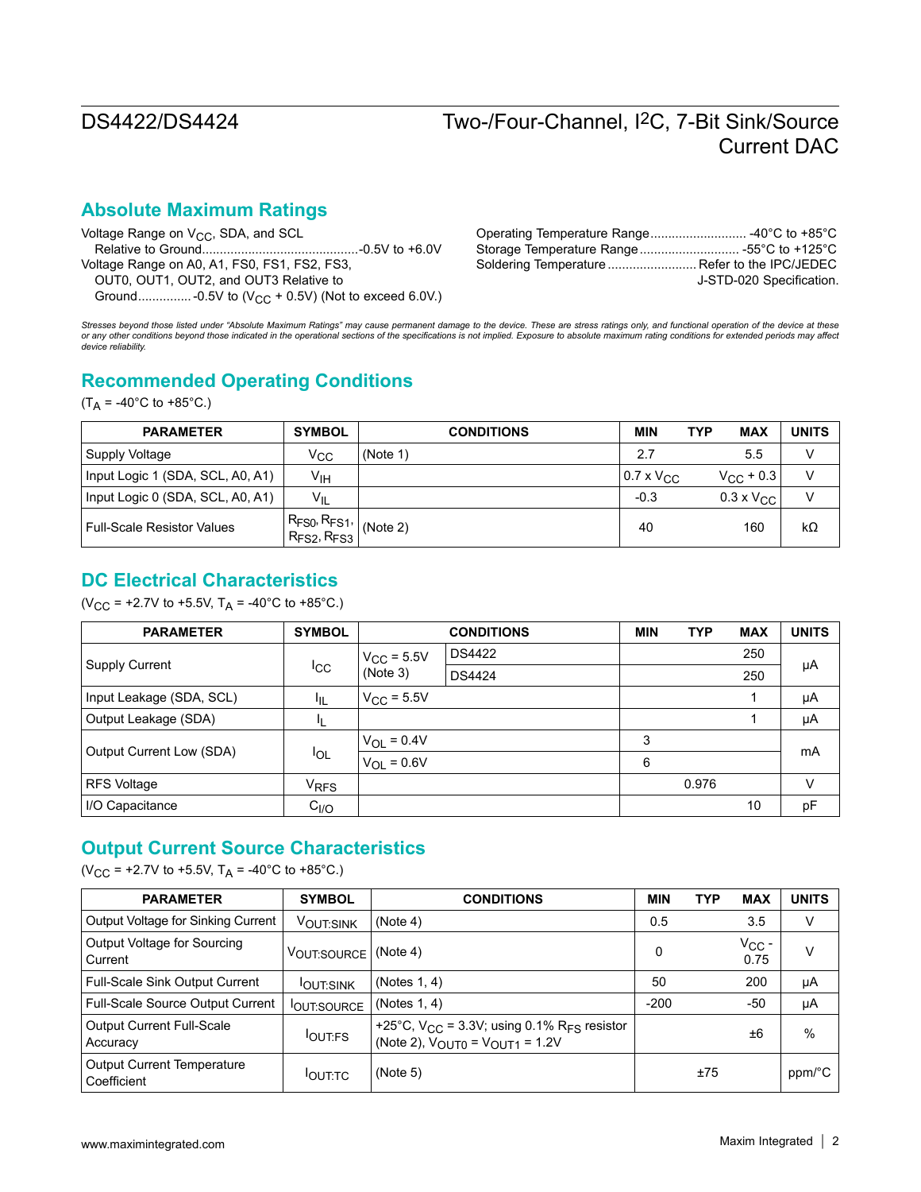## Absolute Maximum Ratings

Voltage Range on $V_{CC}$, SDA, and SCL Relative to Ground............................................-0.5V to +6.0V
Voltage Range on A0, A1, FS0, FS1, FS2, FS3, OUT0, OUT1, OUT2, and OUT3 Relative to Ground............... -0.5V to ($V_{CC}$ + 0.5V) (Not to exceed 6.0V.)
Operating Temperature Range........................... -40°C to +85°C
Storage Temperature Range............................ -55°C to +125°C
Soldering Temperature ......................... Refer to the IPC/JEDEC J-STD-020 Specification.

*Stresses beyond those listed under "Absolute Maximum Ratings" may cause permanent damage to the device. These are stress ratings only, and functional operation of the device at these or any other conditions beyond those indicated in the operational sections of the specifications is not implied. Exposure to absolute maximum rating conditions for extended periods may affect device reliability.*

## Recommended Operating Conditions

($T_A$ = -40°C to +85°C.)

| PARAMETER | SYMBOL | CONDITIONS | MIN | TYP | MAX | UNITS |
|---|---|---|---|---|---|---|
| Supply Voltage | $V_{CC}$ | (Note 1) | 2.7 | | 5.5 | V |
| Input Logic 1 (SDA, SCL, A0, A1) | $V_{IH}$ | | 0.7 x $V_{CC}$ | | $V_{CC}$ + 0.3 | V |
| Input Logic 0 (SDA, SCL, A0, A1) | $V_{IL}$ | | -0.3 | | 0.3 x $V_{CC}$ | V |
| Full-Scale Resistor Values | $R_{FS0}$, $R_{FS1}$, $R_{FS2}$, $R_{FS3}$ | (Note 2) | 40 | | 160 | kΩ |

## DC Electrical Characteristics

($V_{CC}$ = +2.7V to +5.5V, $T_A$ = -40°C to +85°C.)

| PARAMETER | SYMBOL | CONDITIONS | | MIN | TYP | MAX | UNITS |
|---|---|---|---|---|---|---|---|
| Supply Current | $I_{CC}$ | $V_{CC}$ = 5.5V (Note 3) | DS4422 | | | 250 | µA |
| | | | DS4424 | | | 250 | |
| Input Leakage (SDA, SCL) | $I_{IL}$ | $V_{CC}$ = 5.5V | | | | 1 | µA |
| Output Leakage (SDA) | $I_L$ | | | | | 1 | µA |
| Output Current Low (SDA) | $I_{OL}$ | $V_{OL}$ = 0.4V | | 3 | | | mA |
| | | $V_{OL}$ = 0.6V | | 6 | | | |
| RFS Voltage | $V_{RFS}$ | | | | 0.976 | | V |
| I/O Capacitance | $C_{I/O}$ | | | | | 10 | pF |

## Output Current Source Characteristics

($V_{CC}$ = +2.7V to +5.5V, $T_A$ = -40°C to +85°C.)

| PARAMETER | SYMBOL | CONDITIONS | MIN | TYP | MAX | UNITS |
|---|---|---|---|---|---|---|
| Output Voltage for Sinking Current | $V_{OUT:SINK}$ | (Note 4) | 0.5 | | 3.5 | V |
| Output Voltage for Sourcing Current | $V_{OUT:SOURCE}$ | (Note 4) | 0 | | $V_{CC}$ - 0.75 | V |
| Full-Scale Sink Output Current | $I_{OUT:SINK}$ | (Notes 1, 4) | 50 | | 200 | µA |
| Full-Scale Source Output Current | $I_{OUT:SOURCE}$ | (Notes 1, 4) | -200 | | -50 | µA |
| Output Current Full-Scale Accuracy | $I_{OUT:FS}$ | +25°C, $V_{CC}$ = 3.3V; using 0.1% $R_{FS}$ resistor (Note 2), $V_{OUT0}$ = $V_{OUT1}$ = 1.2V | | | ±6 | % |
| Output Current Temperature Coefficient | $I_{OUT:TC}$ | (Note 5) | | ±75 | | ppm/°C |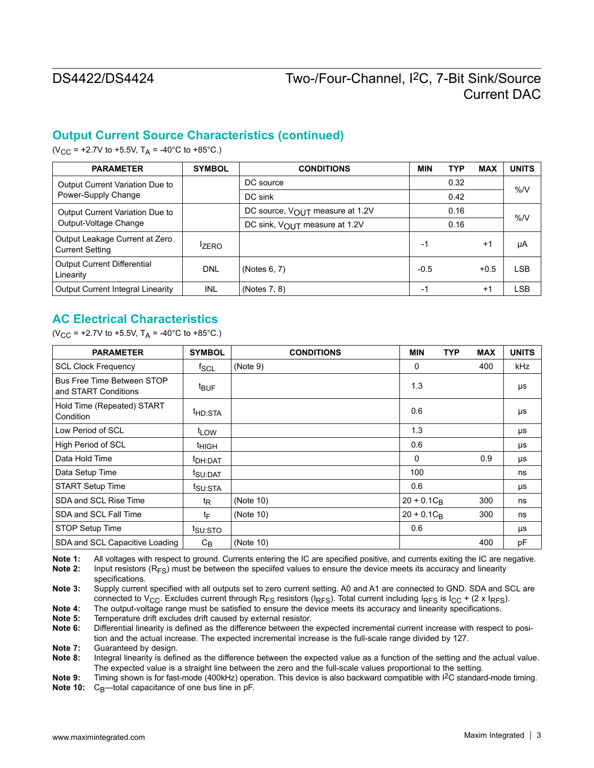## Output Current Source Characteristics (continued)

($V_{CC}$ = +2.7V to +5.5V, $T_A$ = -40°C to +85°C.)

| PARAMETER | SYMBOL | CONDITIONS | MIN | TYP | MAX | UNITS |
|---|---|---|---|---|---|---|
| Output Current Variation Due to Power-Supply Change | | DC source | | 0.32 | | %/V |
| | | DC sink | | 0.42 | | |
| Output Current Variation Due to Output-Voltage Change | | DC source, $V_{OUT}$ measure at 1.2V | | 0.16 | | %/V |
| | | DC sink, $V_{OUT}$ measure at 1.2V | | 0.16 | | |
| Output Leakage Current at Zero Current Setting | $I_{ZERO}$ | | -1 | | +1 | µA |
| Output Current Differential Linearity | DNL | (Notes 6, 7) | -0.5 | | +0.5 | LSB |
| Output Current Integral Linearity | INL | (Notes 7, 8) | -1 | | +1 | LSB |

## AC Electrical Characteristics

($V_{CC}$ = +2.7V to +5.5V, $T_A$ = -40°C to +85°C.)

| PARAMETER | SYMBOL | CONDITIONS | MIN | TYP | MAX | UNITS |
|---|---|---|---|---|---|---|
| SCL Clock Frequency | $f_{SCL}$ | (Note 9) | 0 | | 400 | kHz |
| Bus Free Time Between STOP and START Conditions | $t_{BUF}$ | | 1.3 | | | µs |
| Hold Time (Repeated) START Condition | $t_{HD:STA}$ | | 0.6 | | | µs |
| Low Period of SCL | $t_{LOW}$ | | 1.3 | | | µs |
| High Period of SCL | $t_{HIGH}$ | | 0.6 | | | µs |
| Data Hold Time | $t_{DH:DAT}$ | | 0 | | 0.9 | µs |
| Data Setup Time | $t_{SU:DAT}$ | | 100 | | | ns |
| START Setup Time | $t_{SU:STA}$ | | 0.6 | | | µs |
| SDA and SCL Rise Time | $t_R$ | (Note 10) | 20 + $0.1C_B$ | | 300 | ns |
| SDA and SCL Fall Time | $t_F$ | (Note 10) | 20 + $0.1C_B$ | | 300 | ns |
| STOP Setup Time | $t_{SU:STO}$ | | 0.6 | | | µs |
| SDA and SCL Capacitive Loading | $C_B$ | (Note 10) | | | 400 | pF |

**Note 1:** All voltages with respect to ground. Currents entering the IC are specified positive, and currents exiting the IC are negative.

**Note 2:** Input resistors ($R_{FS}$) must be between the speciifed values to ensure the device meets its accuracy and linearity specifications.

**Note 3:** Supply current specified with all outputs set to zero current setting. A0 and A1 are connected to GND. SDA and SCL are connected to $V_{CC}$. Excludes current through $R_{FS}$ resistors ($I_{RFS}$). Total current including $I_{RFS}$ is $I_{CC}$ + (2 x $I_{RFS}$).

**Note 4:** The output-voltage range must be satisfied to ensure the device meets its accuracy and linearity specifications.

**Note 5:** Temperature drift excludes drift caused by external resistor.

**Note 6:** Differential linearity is defined as the difference between the expected incremental current increase with respect to position and the actual increase. The expected incremental increase is the full-scale range divided by 127.

**Note 7:** Guaranteed by design.

**Note 8:** Integral linearity is defined as the difference between the expected value as a function of the setting and the actual value. The expected value is a straight line between the zero and the full-scale values proportional to the setting.

**Note 9:** Timing shown is for fast-mode (400kHz) operation. This device is also backward compatible with I²C standard-mode timing.

**Note 10:** $C_B$—total capacitance of one bus line in pF.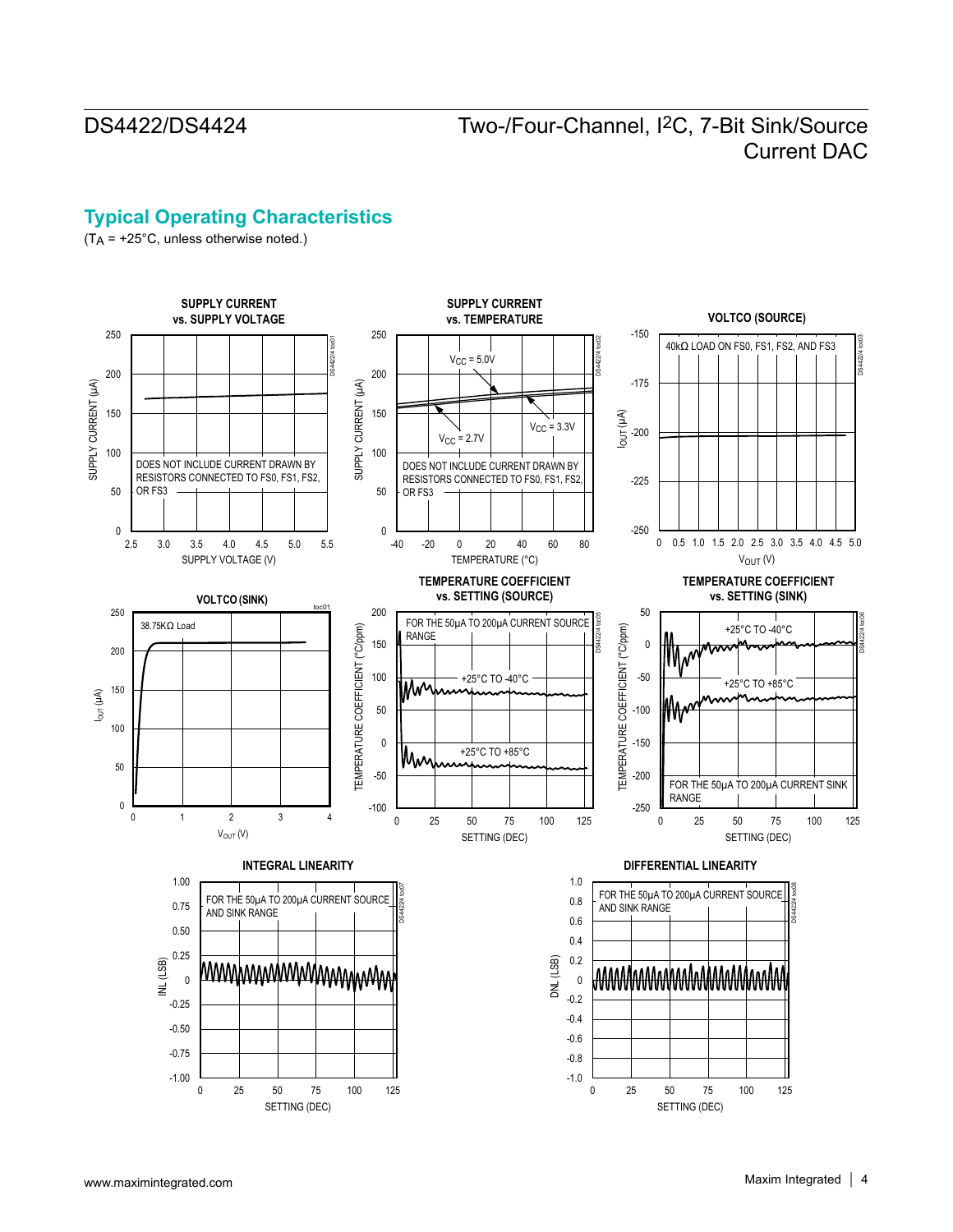## Typical Operating Characteristics

($T_A$ = +25°C, unless otherwise noted.)

**SUPPLY CURRENT vs. SUPPLY VOLTAGE**

DOES NOT INCLUDE CURRENT DRAWN BY RESISTORS CONNECTED TO FS0, FS1, FS2, OR FS3

**SUPPLY CURRENT vs. TEMPERATURE**

DOES NOT INCLUDE CURRENT DRAWN BY RESISTORS CONNECTED TO FS0, FS1, FS2, OR FS3

**VOLTCO (SOURCE)**

40kΩ LOAD ON FS0, FS1, FS2, AND FS3

**VOLTCO (SINK)**

38.75KΩ Load

**TEMPERATURE COEFFICIENT vs. SETTING (SOURCE)**

FOR THE 50µA TO 200µA CURRENT SOURCE RANGE

**TEMPERATURE COEFFICIENT vs. SETTING (SINK)**

FOR THE 50µA TO 200µA CURRENT SINK RANGE

**INTEGRAL LINEARITY**

FOR THE 50µA TO 200µA CURRENT SOURCE AND SINK RANGE

**DIFFERENTIAL LINEARITY**

FOR THE 50µA TO 200µA CURRENT SOURCE AND SINK RANGE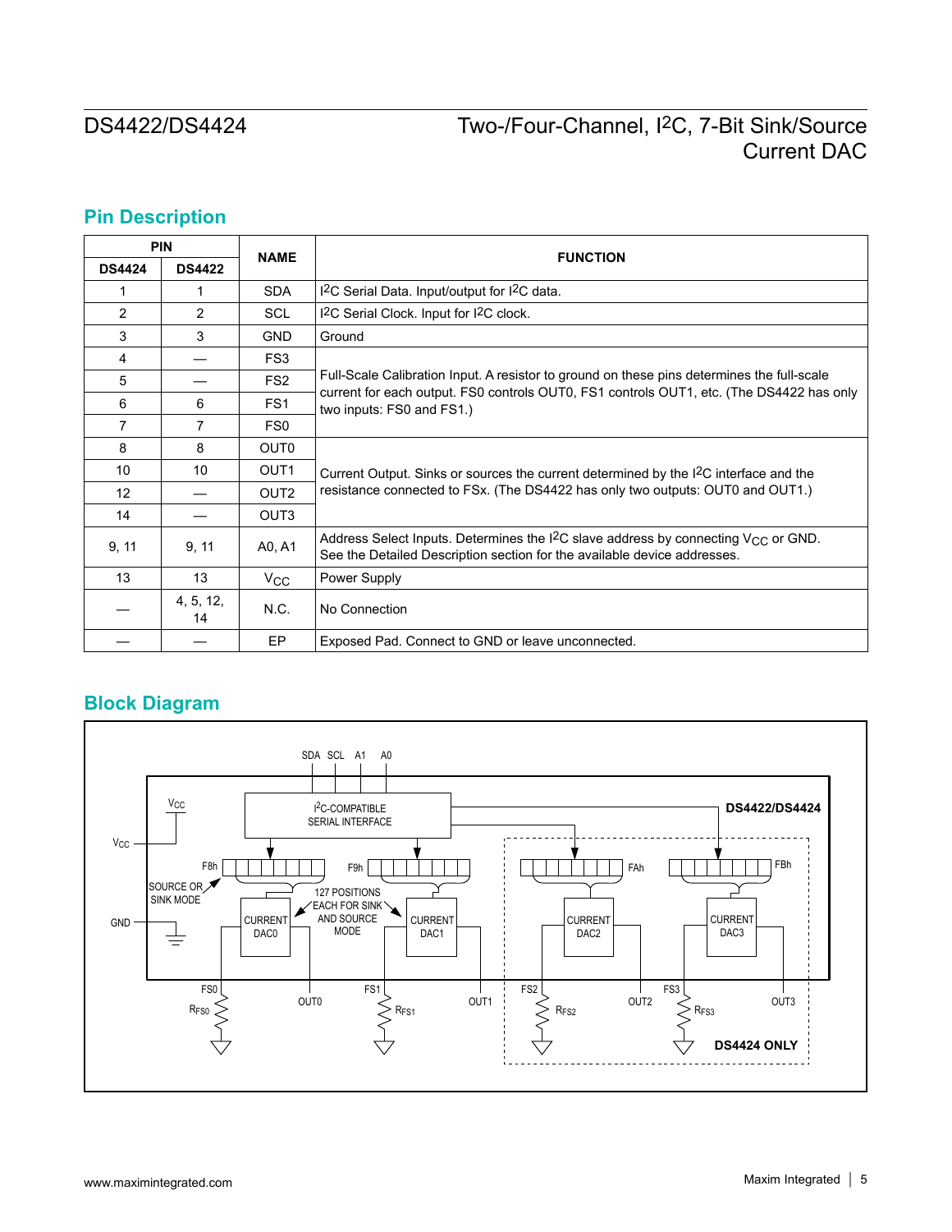## Pin Description

| PIN | | NAME | FUNCTION |
|---|---|---|---|
| DS4424 | DS4422 | | |
| 1 | 1 | SDA | I2C Serial Data. Input/output for I2C data. |
| 2 | 2 | SCL | I2C Serial Clock. Input for I2C clock. |
| 3 | 3 | GND | Ground |
| 4 | — | FS3 | Full-Scale Calibration Input. A resistor to ground on these pins determines the full-scale current for each output. FS0 controls OUT0, FS1 controls OUT1, etc. (The DS4422 has only two inputs: FS0 and FS1.) |
| 5 | — | FS2 | |
| 6 | 6 | FS1 | |
| 7 | 7 | FS0 | |
| 8 | 8 | OUT0 | Current Output. Sinks or sources the current determined by the I2C interface and the resistance connected to FSx. (The DS4422 has only two outputs: OUT0 and OUT1.) |
| 10 | 10 | OUT1 | |
| 12 | — | OUT2 | |
| 14 | — | OUT3 | |
| 9, 11 | 9, 11 | A0, A1 | Address Select Inputs. Determines the I2C slave address by connecting $V_{CC}$ or GND. See the Detailed Description section for the available device addresses. |
| 13 | 13 | $V_{CC}$ | Power Supply |
| — | 4, 5, 12, 14 | N.C. | No Connection |
| — | — | EP | Exposed Pad. Connect to GND or leave unconnected. |

## Block Diagram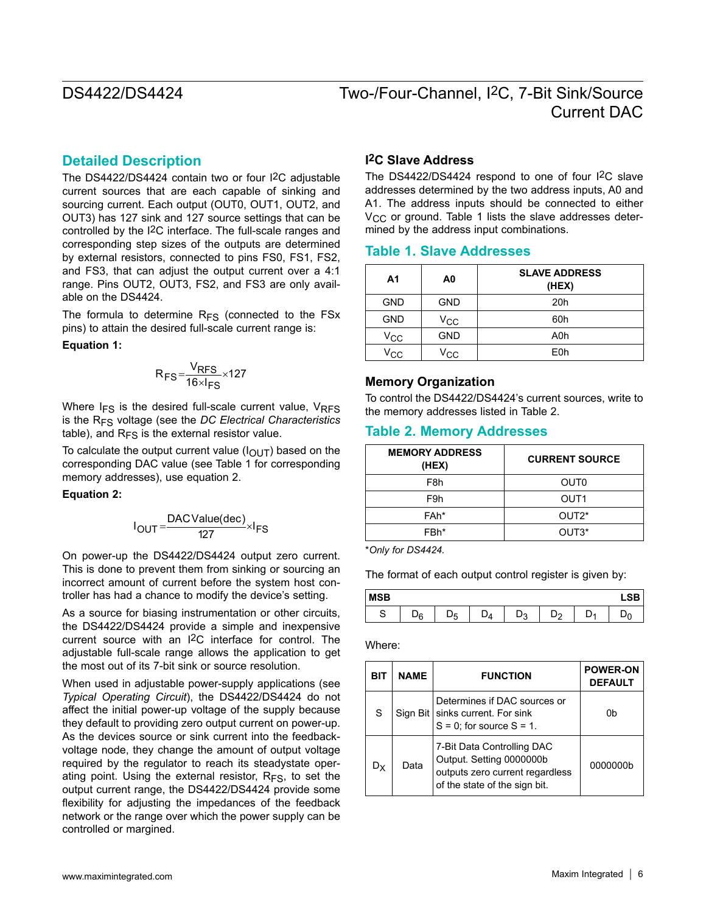## Detailed Description

The DS4422/DS4424 contain two or four I2C adjustable current sources that are each capable of sinking and sourcing current. Each output (OUT0, OUT1, OUT2, and OUT3) has 127 sink and 127 source settings that can be controlled by the I2C interface. The full-scale ranges and corresponding step sizes of the outputs are determined by external resistors, connected to pins FS0, FS1, FS2, and FS3, that can adjust the output current over a 4:1 range. Pins OUT2, OUT3, FS2, and FS3 are only available on the DS4424.

The formula to determine $R_{FS}$ (connected to the FSx pins) to attain the desired full-scale current range is:

**Equation 1:**

$$R_{FS} = \frac{V_{RFS}}{16 \times I_{FS}} \times 127$$

Where $I_{FS}$ is the desired full-scale current value, $V_{RFS}$ is the $R_{FS}$ voltage (see the *DC Electrical Characteristics* table), and $R_{FS}$ is the external resistor value.

To calculate the output current value ($I_{OUT}$) based on the corresponding DAC value (see Table 1 for corresponding memory addresses), use equation 2.

**Equation 2:**

$$I_{OUT} = \frac{\text{DAC Value(dec)}}{127} \times I_{FS}$$

On power-up the DS4422/DS4424 output zero current. This is done to prevent them from sinking or sourcing an incorrect amount of current before the system host controller has had a chance to modify the device's setting.

As a source for biasing instrumentation or other circuits, the DS4422/DS4424 provide a simple and inexpensive current source with an I2C interface for control. The adjustable full-scale range allows the application to get the most out of its 7-bit sink or source resolution.

When used in adjustable power-supply applications (see *Typical Operating Circuit*), the DS4422/DS4424 do not affect the initial power-up voltage of the supply because they default to providing zero output current on power-up. As the devices source or sink current into the feedback-voltage node, they change the amount of output voltage required by the regulator to reach its steadystate operating point. Using the external resistor, $R_{FS}$, to set the output current range, the DS4422/DS4424 provide some flexibility for adjusting the impedances of the feedback network or the range over which the power supply can be controlled or margined.

### I2C Slave Address

The DS4422/DS4424 respond to one of four I2C slave addresses determined by the two address inputs, A0 and A1. The address inputs should be connected to either $V_{CC}$ or ground. Table 1 lists the slave addresses determined by the address input combinations.

### Table 1. Slave Addresses

| A1 | A0 | SLAVE ADDRESS (HEX) |
|---|---|---|
| GND | GND | 20h |
| GND | $V_{CC}$ | 60h |
| $V_{CC}$ | GND | A0h |
| $V_{CC}$ | $V_{CC}$ | E0h |

### Memory Organization

To control the DS4422/DS4424's current sources, write to the memory addresses listed in Table 2.

### Table 2. Memory Addresses

| MEMORY ADDRESS (HEX) | CURRENT SOURCE |
|---|---|
| F8h | OUT0 |
| F9h | OUT1 |
| FAh* | OUT2* |
| FBh* | OUT3* |

**Only for DS4424.*

The format of each output control register is given by:

| MSB | | | | | | | LSB |
|---|---|---|---|---|---|---|---|
| S | $D_6$ | $D_5$ | $D_4$ | $D_3$ | $D_2$ | $D_1$ | $D_0$ |

Where:

| BIT | NAME | FUNCTION | POWER-ON DEFAULT |
|---|---|---|---|
| S | Sign Bit | Determines if DAC sources or sinks current. For sink S = 0; for source S = 1. | 0b |
| $D_X$ | Data | 7-Bit Data Controlling DAC Output. Setting 0000000b outputs zero current regardless of the state of the sign bit. | 0000000b |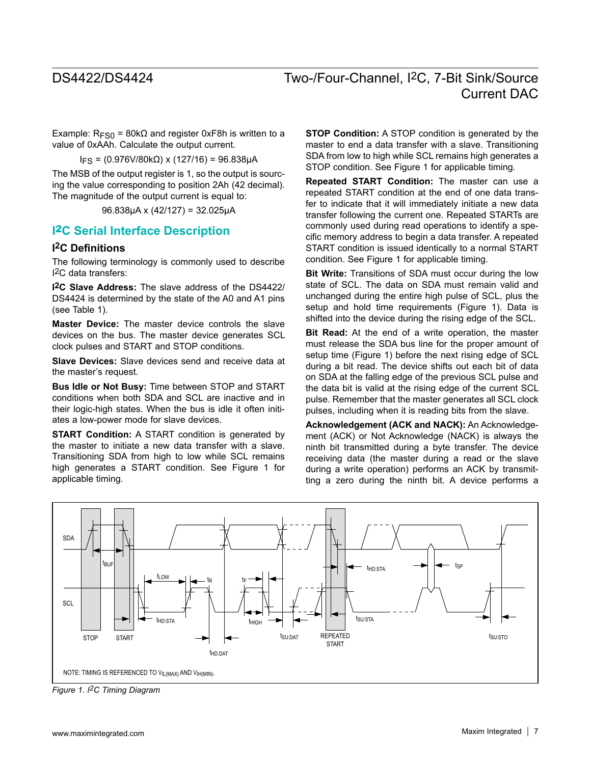Example: $R_{FS0}$ = 80kΩ and register 0xF8h is written to a value of 0xAAh. Calculate the output current.

$I_{FS}$ = (0.976V/80kΩ) x (127/16) = 96.838µA

The MSB of the output register is 1, so the output is sourcing the value corresponding to position 2Ah (42 decimal). The magnitude of the output current is equal to:

96.838µA x (42/127) = 32.025µA

## I²C Serial Interface Description

### I²C Definitions

The following terminology is commonly used to describe I²C data transfers:

**I²C Slave Address:** The slave address of the DS4422/DS4424 is determined by the state of the A0 and A1 pins (see Table 1).

**Master Device:** The master device controls the slave devices on the bus. The master device generates SCL clock pulses and START and STOP conditions.

**Slave Devices:** Slave devices send and receive data at the master's request.

**Bus Idle or Not Busy:** Time between STOP and START conditions when both SDA and SCL are inactive and in their logic-high states. When the bus is idle it often initiates a low-power mode for slave devices.

**START Condition:** A START condition is generated by the master to initiate a new data transfer with a slave. Transitioning SDA from high to low while SCL remains high generates a START condition. See Figure 1 for applicable timing.

**STOP Condition:** A STOP condition is generated by the master to end a data transfer with a slave. Transitioning SDA from low to high while SCL remains high generates a STOP condition. See Figure 1 for applicable timing.

**Repeated START Condition:** The master can use a repeated START condition at the end of one data transfer to indicate that it will immediately initiate a new data transfer following the current one. Repeated STARTs are commonly used during read operations to identify a specific memory address to begin a data transfer. A repeated START condition is issued identically to a normal START condition. See Figure 1 for applicable timing.

**Bit Write:** Transitions of SDA must occur during the low state of SCL. The data on SDA must remain valid and unchanged during the entire high pulse of SCL, plus the setup and hold time requirements (Figure 1). Data is shifted into the device during the rising edge of the SCL.

**Bit Read:** At the end of a write operation, the master must release the SDA bus line for the proper amount of setup time (Figure 1) before the next rising edge of SCL during a bit read. The device shifts out each bit of data on SDA at the falling edge of the previous SCL pulse and the data bit is valid at the rising edge of the current SCL pulse. Remember that the master generates all SCL clock pulses, including when it is reading bits from the slave.

**Acknowledgement (ACK and NACK):** An Acknowledgement (ACK) or Not Acknowledge (NACK) is always the ninth bit transmitted during a byte transfer. The device receiving data (the master during a read or the slave during a write operation) performs an ACK by transmitting a zero during the ninth bit. A device performs a

NOTE: TIMING IS REFERENCED TO $V_{IL(MAX)}$ AND $V_{IH(MIN)}$.

*Figure 1. I²C Timing Diagram*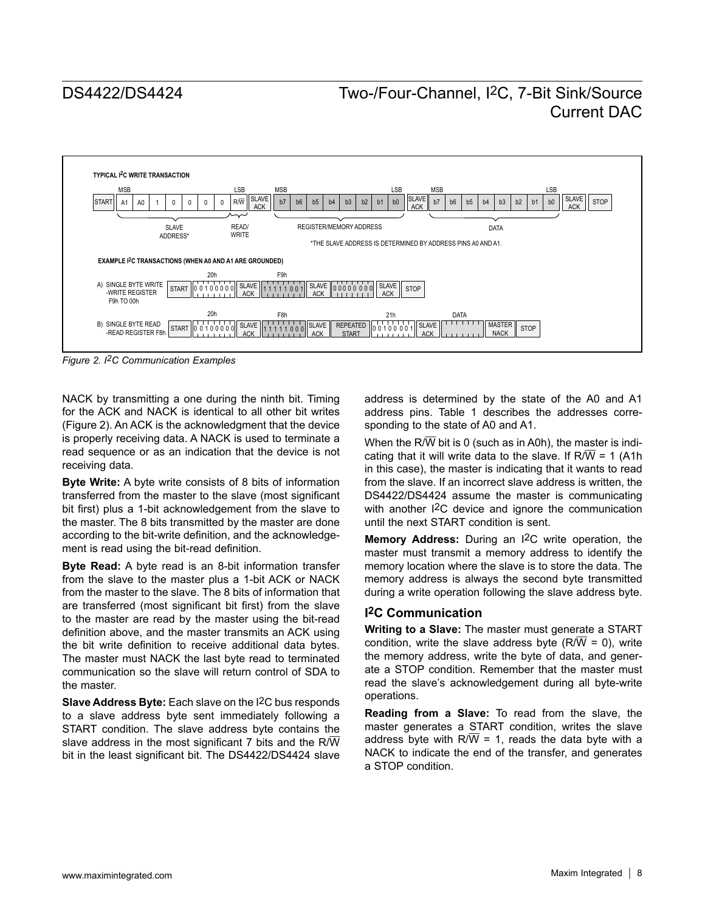TYPICAL I²C WRITE TRANSACTION

| START | A1 | A0 | 1 | 0 | 0 | 0 | 0 | R/$\overline{W}$ | SLAVE ACK | b7 | b6 | b5 | b4 | b3 | b2 | b1 | b0 | SLAVE ACK | b7 | b6 | b5 | b4 | b3 | b2 | b1 | b0 | SLAVE ACK | STOP |
|---|---|---|---|---|---|---|---|---|---|---|---|---|---|---|---|---|---|---|---|---|---|---|---|---|---|---|---|---|
| | MSB | SLAVE ADDRESS* | | | | | | LSB READ/WRITE | | MSB | REGISTER/MEMORY ADDRESS | | | | | | LSB | | MSB | DATA | | | | | | LSB | | |

*THE SLAVE ADDRESS IS DETERMINED BY ADDRESS PINS A0 AND A1.

EXAMPLE I²C TRANSACTIONS (WHEN A0 AND A1 ARE GROUNDED)

A) SINGLE BYTE WRITE -WRITE REGISTER F9h TO 00h

| START | 20h: 0 0 1 0 0 0 0 0 | SLAVE ACK | F9h: 1 1 1 1 1 0 0 1 | SLAVE ACK | 0 0 0 0 0 0 0 0 | SLAVE ACK | STOP |
|---|---|---|---|---|---|---|---|

B) SINGLE BYTE READ -READ REGISTER F8h

| START | 20h: 0 0 1 0 0 0 0 0 | SLAVE ACK | F8h: 1 1 1 1 1 0 0 0 | SLAVE ACK | REPEATED START | 21h: 0 0 1 0 0 0 0 1 | SLAVE ACK | DATA | MASTER NACK | STOP |
|---|---|---|---|---|---|---|---|---|---|---|

*Figure 2. I²C Communication Examples*

NACK by transmitting a one during the ninth bit. Timing for the ACK and NACK is identical to all other bit writes (Figure 2). An ACK is the acknowledgment that the device is properly receiving data. A NACK is used to terminate a read sequence or as an indication that the device is not receiving data.

**Byte Write:** A byte write consists of 8 bits of information transferred from the master to the slave (most significant bit first) plus a 1-bit acknowledgement from the slave to the master. The 8 bits transmitted by the master are done according to the bit-write definition, and the acknowledgement is read using the bit-read definition.

**Byte Read:** A byte read is an 8-bit information transfer from the slave to the master plus a 1-bit ACK or NACK from the master to the slave. The 8 bits of information that are transferred (most significant bit first) from the slave to the master are read by the master using the bit-read definition above, and the master transmits an ACK using the bit write definition to receive additional data bytes. The master must NACK the last byte read to terminated communication so the slave will return control of SDA to the master.

**Slave Address Byte:** Each slave on the I²C bus responds to a slave address byte sent immediately following a START condition. The slave address byte contains the slave address in the most significant 7 bits and the R/$\overline{W}$ bit in the least significant bit. The DS4422/DS4424 slave address is determined by the state of the A0 and A1 address pins. Table 1 describes the addresses corresponding to the state of A0 and A1.

When the R/$\overline{W}$ bit is 0 (such as in A0h), the master is indicating that it will write data to the slave. If R/$\overline{W}$ = 1 (A1h in this case), the master is indicating that it wants to read from the slave. If an incorrect slave address is written, the DS4422/DS4424 assume the master is communicating with another I²C device and ignore the communication until the next START condition is sent.

**Memory Address:** During an I²C write operation, the master must transmit a memory address to identify the memory location where the slave is to store the data. The memory address is always the second byte transmitted during a write operation following the slave address byte.

## I²C Communication

**Writing to a Slave:** The master must generate a START condition, write the slave address byte (R/$\overline{W}$ = 0), write the memory address, write the byte of data, and generate a STOP condition. Remember that the master must read the slave's acknowledgement during all byte-write operations.

**Reading from a Slave:** To read from the slave, the master generates a START condition, writes the slave address byte with R/$\overline{W}$ = 1, reads the data byte with a NACK to indicate the end of the transfer, and generates a STOP condition.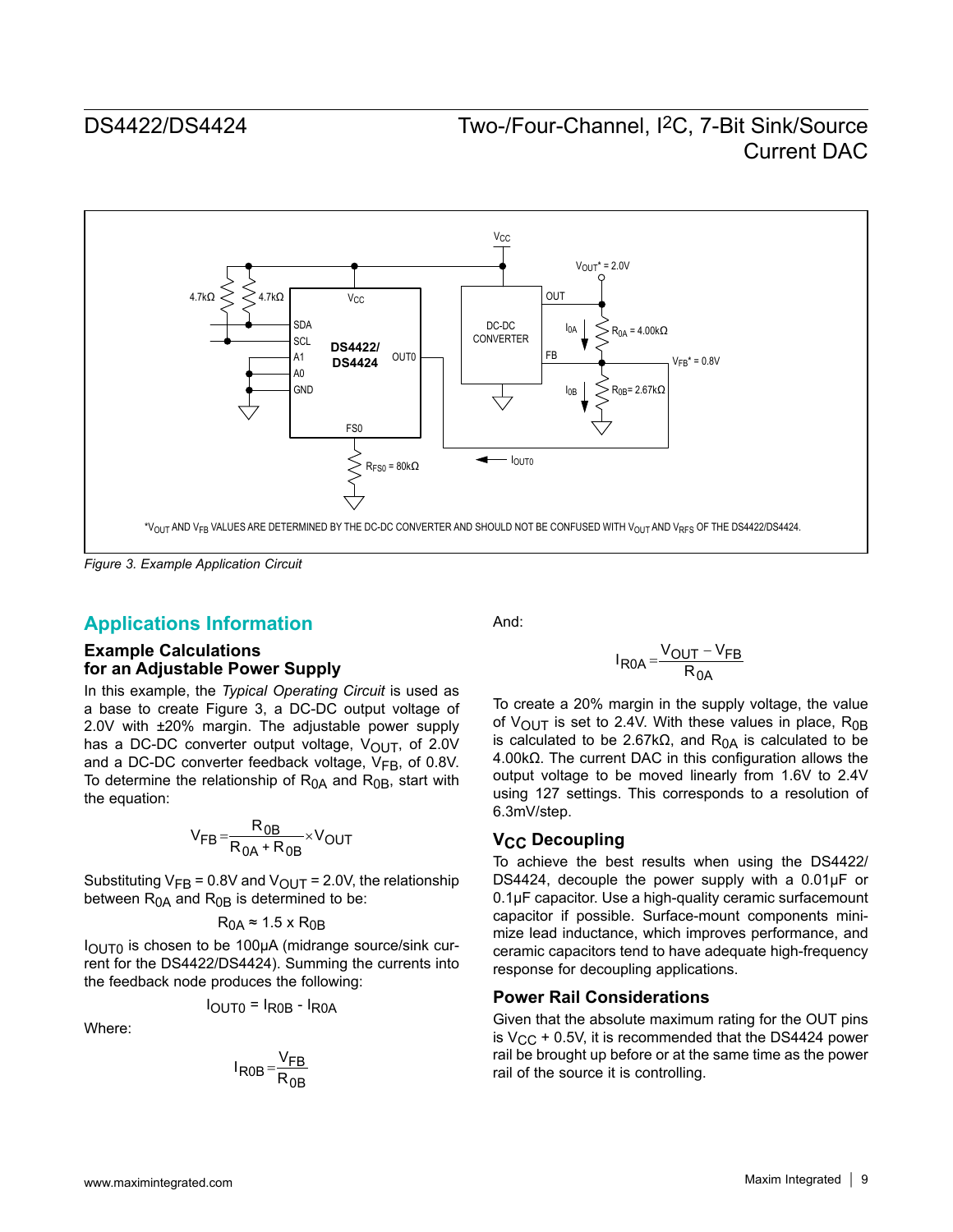*Figure 3. Example Application Circuit*

*$V_{OUT}$ AND $V_{FB}$ VALUES ARE DETERMINED BY THE DC-DC CONVERTER AND SHOULD NOT BE CONFUSED WITH $V_{OUT}$ AND $V_{RFS}$ OF THE DS4422/DS4424.

## Applications Information

### Example Calculations for an Adjustable Power Supply

In this example, the *Typical Operating Circuit* is used as a base to create Figure 3, a DC-DC output voltage of 2.0V with ±20% margin. The adjustable power supply has a DC-DC converter output voltage, $V_{OUT}$, of 2.0V and a DC-DC converter feedback voltage, $V_{FB}$, of 0.8V. To determine the relationship of $R_{0A}$ and $R_{0B}$, start with the equation:

$$V_{FB} = \frac{R_{0B}}{R_{0A} + R_{0B}} \times V_{OUT}$$

Substituting $V_{FB}$ = 0.8V and $V_{OUT}$ = 2.0V, the relationship between $R_{0A}$ and $R_{0B}$ is determined to be:

$$R_{0A} \approx 1.5 \times R_{0B}$$

$I_{OUT0}$ is chosen to be 100µA (midrange source/sink current for the DS4422/DS4424). Summing the currents into the feedback node produces the following:

$$I_{OUT0} = I_{R0B} - I_{R0A}$$

Where:

$$I_{R0B} = \frac{V_{FB}}{R_{0B}}$$

And:

$$I_{R0A} = \frac{V_{OUT} - V_{FB}}{R_{0A}}$$

To create a 20% margin in the supply voltage, the value of $V_{OUT}$ is set to 2.4V. With these values in place, $R_{0B}$ is calculated to be 2.67kΩ, and $R_{0A}$ is calculated to be 4.00kΩ. The current DAC in this configuration allows the output voltage to be moved linearly from 1.6V to 2.4V using 127 settings. This corresponds to a resolution of 6.3mV/step.

### $V_{CC}$ Decoupling

To achieve the best results when using the DS4422/DS4424, decouple the power supply with a 0.01µF or 0.1µF capacitor. Use a high-quality ceramic surfacemount capacitor if possible. Surface-mount components minimize lead inductance, which improves performance, and ceramic capacitors tend to have adequate high-frequency response for decoupling applications.

### Power Rail Considerations

Given that the absolute maximum rating for the OUT pins is $V_{CC}$ + 0.5V, it is recommended that the DS4424 power rail be brought up before or at the same time as the power rail of the source it is controlling.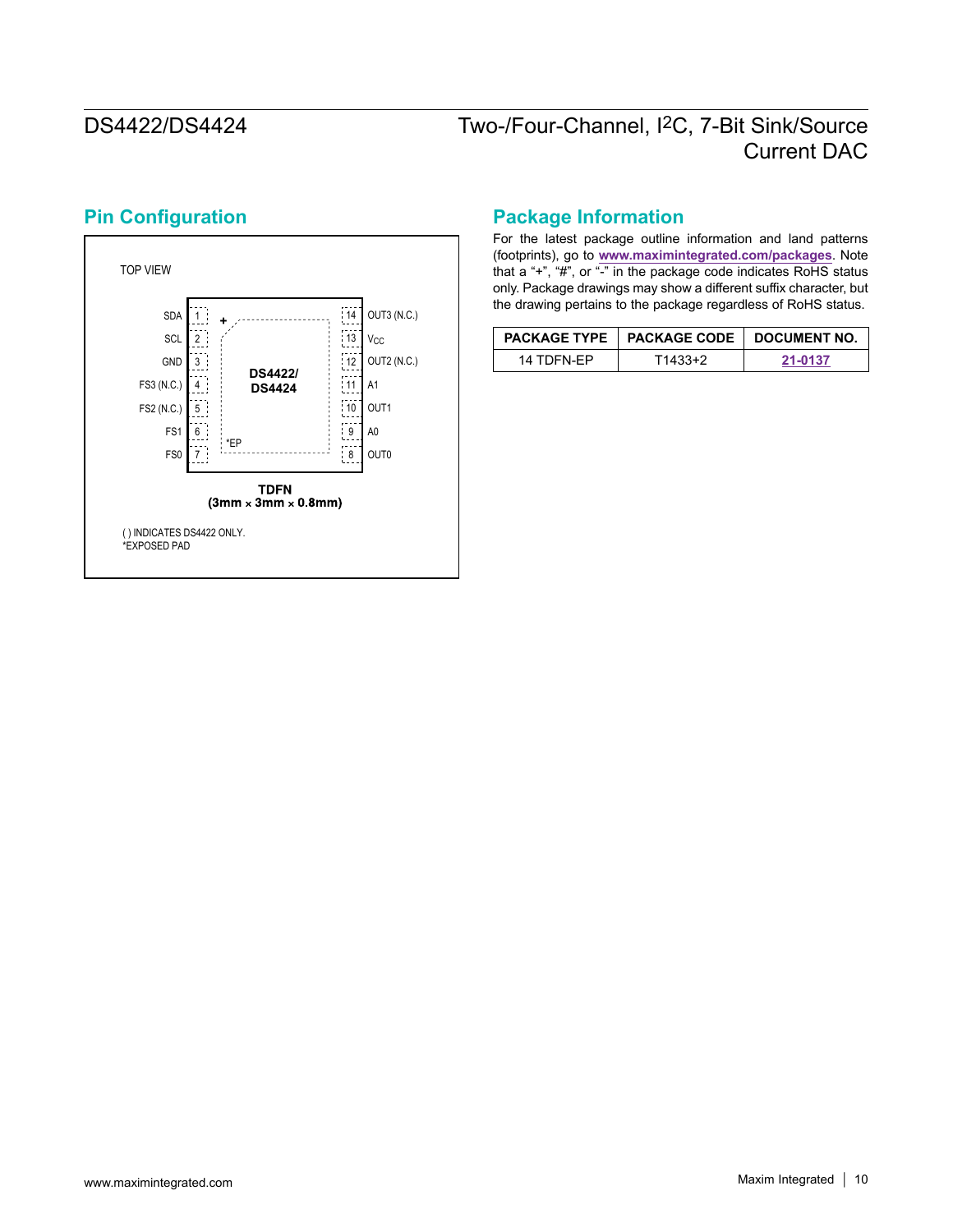## Pin Configuration

TOP VIEW

| Pin | Name | | Pin | Name |
|---|---|---|---|---|
| 1 | SDA | | 14 | OUT3 (N.C.) |
| 2 | SCL | | 13 | $V_{CC}$ |
| 3 | GND | | 12 | OUT2 (N.C.) |
| 4 | FS3 (N.C.) | | 11 | A1 |
| 5 | FS2 (N.C.) | | 10 | OUT1 |
| 6 | FS1 | | 9 | A0 |
| 7 | FS0 | | 8 | OUT0 |

DS4422/
DS4424

*EP

**TDFN**
**(3mm × 3mm × 0.8mm)**

( ) INDICATES DS4422 ONLY.
*EXPOSED PAD

## Package Information

For the latest package outline information and land patterns (footprints), go to **www.maximintegrated.com/packages**. Note that a "+", "#", or "-" in the package code indicates RoHS status only. Package drawings may show a different suffix character, but the drawing pertains to the package regardless of RoHS status.

| PACKAGE TYPE | PACKAGE CODE | DOCUMENT NO. |
|---|---|---|
| 14 TDFN-EP | T1433+2 | 21-0137 |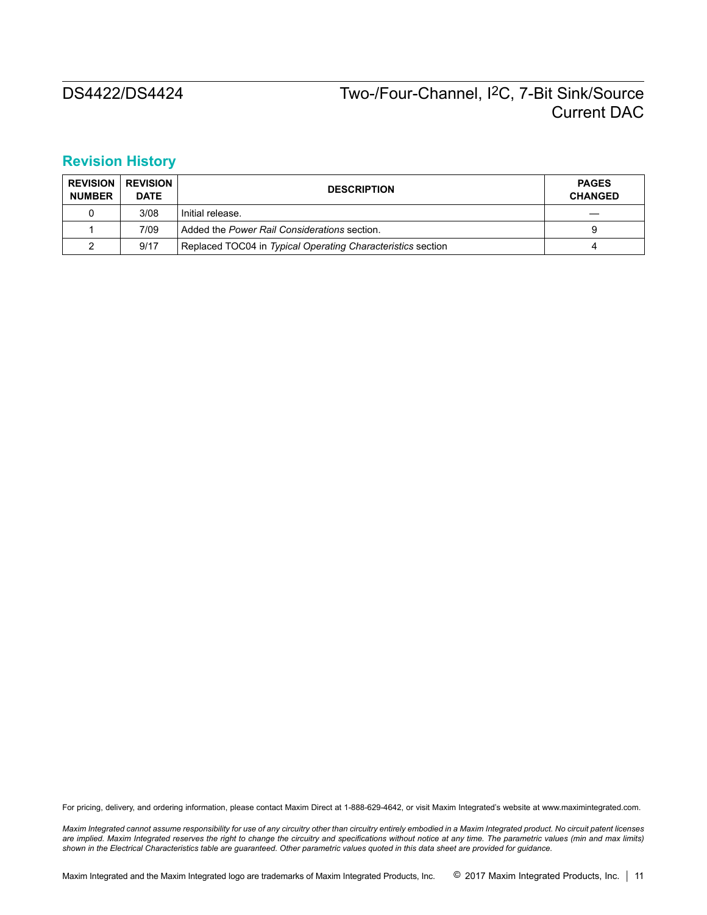## Revision History

| REVISION NUMBER | REVISION DATE | DESCRIPTION | PAGES CHANGED |
|---|---|---|---|
| 0 | 3/08 | Initial release. | — |
| 1 | 7/09 | Added the *Power Rail Considerations* section. | 9 |
| 2 | 9/17 | Replaced TOC04 in *Typical Operating Characteristics* section | 4 |

For pricing, delivery, and ordering information, please contact Maxim Direct at 1-888-629-4642, or visit Maxim Integrated's website at www.maximintegrated.com.

*Maxim Integrated cannot assume responsibility for use of any circuitry other than circuitry entirely embodied in a Maxim Integrated product. No circuit patent licenses are implied. Maxim Integrated reserves the right to change the circuitry and specifications without notice at any time. The parametric values (min and max limits) shown in the Electrical Characteristics table are guaranteed. Other parametric values quoted in this data sheet are provided for guidance.*

Maxim Integrated and the Maxim Integrated logo are trademarks of Maxim Integrated Products, Inc. © 2017 Maxim Integrated Products, Inc.